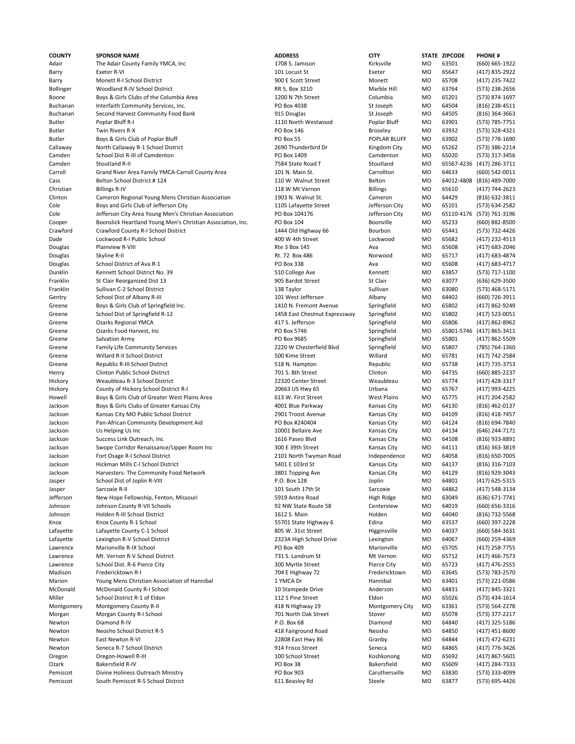| COUNTY | SPONSOR NAME | ADDRESS | CITY | STATE | ZIPCODE | PHONE # |
|---|---|---|---|---|---|---|
| Adair | The Adair County Family YMCA, Inc | 1708 S. Jamison | Kirksville | MO | 63501 | (660) 665-1922 |
| Barry | Exeter R-VI | 101 Locust St | Exeter | MO | 65647 | (417) 835-2922 |
| Barry | Monett R-I School District | 900 E Scott Street | Monett | MO | 65708 | (417) 235-7422 |
| Bollinger | Woodland R-IV School District | RR 5, Box 3210 | Marble Hill | MO | 63764 | (573) 238-2656 |
| Boone | Boys & Girls Clubs of the Columbia Area | 1200 N 7th Street | Columbia | MO | 65201 | (573) 874-1697 |
| Buchanan | Interfaith Community Services, Inc. | PO Box 4038 | St Joseph | MO | 64504 | (816) 238-4511 |
| Buchanan | Second Harvest Community Food Bank | 915 Douglas | St Joseph | MO | 64505 | (816) 364-3663 |
| Butler | Poplar Bluff R-I | 1110 North Westwood | Poplar Bluff | MO | 63901 | (573) 785-7751 |
| Butler | Twin Rivers R-X | PO Box 146 | Broseley | MO | 63932 | (573) 328-4321 |
| Butler | Boys & Girls Club of Poplar Bluff | PO Box 55 | POPLAR BLUFF | MO | 63902 | (573) 778-1690 |
| Callaway | North Callaway R-1 School District | 2690 Thunderbird Dr | Kingdom City | MO | 65262 | (573) 386-2214 |
| Camden | School Dist R-III of Camdenton | PO Box 1409 | Camdenton | MO | 65020 | (573) 317-3456 |
| Camden | Stoutland R-II | 7584 State Road T | Stoutland | MO | 65567-4236 | (417) 286-3711 |
| Carroll | Grand River Area Family YMCA-Carroll County Area | 101 N. Main St. | Carrollton | MO | 64633 | (660) 542-0011 |
| Cass | Belton School District # 124 | 110 W. Walnut Street | Belton | MO | 64012-4808 | (816) 489-7000 |
| Christian | Billings R-IV | 118 W Mt Vernon | Billings | MO | 65610 | (417) 744-2623 |
| Clinton | Cameron Regional Young Mens Christian Association | 1903 N. Walnut St. | Cameron | MO | 64429 | (816) 632-3811 |
| Cole | Boys and Girls Club of Jefferson City | 1105 Lafayette Street | Jefferson City | MO | 65101 | (573) 634-2582 |
| Cole | Jefferson City Area Young Men's Christian Association | PO Box 104176 | Jefferson City | MO | 65110-4176 | (573) 761-3196 |
| Cooper | Boonslick Heartland Young Men's Christian Association, Inc. | PO Box 104 | Boonville | MO | 65233 | (660) 882-8500 |
| Crawford | Crawford County R-I School District | 1444 Old Highway 66 | Bourbon | MO | 65441 | (573) 732-4426 |
| Dade | Lockwood R-I Public School | 400 W 4th Street | Lockwood | MO | 65682 | (417) 232-4513 |
| Douglas | Plainview R-VIII | Rte 3 Box 145 | Ava | MO | 65608 | (417) 683-2046 |
| Douglas | Skyline R-II | Rt. 72 Box 486 | Norwood | MO | 65717 | (417) 683-4874 |
| Douglas | School District of Ava R-1 | PO Box 338 | Ava | MO | 65608 | (417) 683-4717 |
| Dunklin | Kennett School District No. 39 | 510 College Ave | Kennett | MO | 63857 | (573) 717-1100 |
| Franklin | St Clair Reorganized Dist 13 | 905 Bardot Street | St Clair | MO | 63077 | (636) 629-3500 |
| Franklin | Sullivan C-2 School District | 138 Taylor | Sullivan | MO | 63080 | (573) 468-5171 |
| Gentry | School Dist of Albany R-III | 101 West Jefferson | Albany | MO | 64402 | (660) 726-3911 |
| Greene | Boys & Girls Club of Springfield Inc. | 1410 N. Fremont Avenue | Springfield | MO | 65802 | (417) 862-9249 |
| Greene | School Dist of Springfield R-12 | 1458 East Chestnut Expressway | Springfield | MO | 65802 | (417) 523-0051 |
| Greene | Ozarks Regional YMCA | 417 S. Jefferson | Springfield | MO | 65806 | (417) 862-8962 |
| Greene | Ozarks Food Harvest, Inc | PO Box 5746 | Springfield | MO | 65801-5746 | (417) 865-3411 |
| Greene | Salvation Army | PO Box 9685 | Springfield | MO | 65801 | (417) 862-5509 |
| Greene | Family Life Community Services | 2220 W Chesterfield Blvd | Springfield | MO | 65807 | (785) 764-1360 |
| Greene | Willard R-II School District | 500 Kime Street | Willard | MO | 65781 | (417) 742-2584 |
| Greene | Republic R-III School District | 518 N. Hampton | Republic | MO | 65738 | (417) 735-3753 |
| Henry | Clinton Public School District | 701 S. 8th Street | Clinton | MO | 64735 | (660) 885-2237 |
| Hickory | Weaubleau R-3 School District | 22320 Center Street | Weaubleau | MO | 65774 | (417) 428-3317 |
| Hickory | County of Hickory School District R-I | 20663 US Hwy 65 | Urbana | MO | 65767 | (417) 993-4225 |
| Howell | Boys & Girls Club of Greater West Plains Area | 613 W. First Street | West Plains | MO | 65775 | (417) 204-2582 |
| Jackson | Boys & Girls Clubs of Greater Kansas City | 4001 Blue Parkway | Kansas City | MO | 64130 | (816) 462-0137 |
| Jackson | Kansas City MO Public School District | 2901 Troost Avenue | Kansas City | MO | 64109 | (816) 418-7457 |
| Jackson | Pan-African Community Development Aid | PO Box #240404 | Kansas City | MO | 64124 | (816) 694-7840 |
| Jackson | Us Helping Us Inc | 10001 Bellaire Ave | Kansas City | MO | 64134 | (646) 244-7171 |
| Jackson | Success Link Outreach, Inc | 1616 Paseo Blvd | Kansas City | MO | 64108 | (816) 933-8891 |
| Jackson | Swope Corridor Renaissance/Upper Room Inc | 300 E 39th Street | Kansas City | MO | 64111 | (816) 363-3819 |
| Jackson | Fort Osage R-I School District | 2101 North Twyman Road | Independence | MO | 64058 | (816) 650-7005 |
| Jackson | Hickman Mills C-I School District | 5401 E 103rd St | Kansas City | MO | 64137 | (816) 316-7103 |
| Jackson | Harvesters- The Community Food Network | 3801 Topping Ave | Kansas City | MO | 64129 | (816) 929-3043 |
| Jasper | School Dist of Joplin R-VIII | P.O. Box 128 | Joplin | MO | 64801 | (417) 625-5315 |
| Jasper | Sarcoxie R-II | 101 South 17th St | Sarcoxie | MO | 64862 | (417) 548-3134 |
| Jefferson | New Hope Fellowship, Fenton, Missouri | 5919 Antire Road | High Ridge | MO | 63049 | (636) 671-7741 |
| Johnson | Johnson County R-VII Schools | 92 NW State Route 58 | Centerview | MO | 64019 | (660) 656-3316 |
| Johnson | Holden R-III School District | 1612 S. Main | Holden | MO | 64040 | (816) 732-5568 |
| Knox | Knox County R-1 School | 55701 State Highway 6 | Edina | MO | 63537 | (660) 397-2228 |
| Lafayette | Lafayette County C-1 School | 805 W. 31st Street | Higginsville | MO | 64037 | (660) 584-3631 |
| Lafayette | Lexington R-V School District | 2323A High School Drive | Lexington | MO | 64067 | (660) 259-4369 |
| Lawrence | Marionville R-IX School | PO Box 409 | Marionville | MO | 65705 | (417) 258-7755 |
| Lawrence | Mt. Vernon R-V School District | 731 S. Landrum St | Mt Vernon | MO | 65712 | (417) 466-7573 |
| Lawrence | School Dist. R-6 Pierce City | 300 Myrtle Street | Pierce City | MO | 65723 | (417) 476-2555 |
| Madison | Fredericktown R-I | 704 E Highway 72 | Fredericktown | MO | 63645 | (573) 783-2570 |
| Marion | Young Mens Christian Association of Hannibal | 1 YMCA Dr | Hannibal | MO | 63401 | (573) 221-0586 |
| McDonald | McDonald County R-I School | 10 Stampede Drive | Anderson | MO | 64831 | (417) 845-3321 |
| Miller | School District R-1 of Eldon | 112 S Pine Street | Eldon | MO | 65026 | (573) 434-1614 |
| Montgomery | Montgomery County R-II | 418 N Highway 19 | Montgomery City | MO | 63361 | (573) 564-2278 |
| Morgan | Morgan County R-I School | 701 North Oak Street | Stover | MO | 65078 | (573) 377-2217 |
| Newton | Diamond R-IV | P.O. Box 68 | Diamond | MO | 64840 | (417) 325-5186 |
| Newton | Neosho School District R-5 | 418 Fairground Road | Neosho | MO | 64850 | (417) 451-8600 |
| Newton | East Newton R-VI | 22808 East Hwy 86 | Granby | MO | 64844 | (417) 472-6231 |
| Newton | Seneca R-7 School District | 914 Frisco Street | Seneca | MO | 64865 | (417) 776-3426 |
| Oregon | Oregon-Howell R-III | 100 School Street | Koshkonong | MO | 65692 | (417) 867-5601 |
| Ozark | Bakersfield R-IV | PO Box 38 | Bakersfield | MO | 65609 | (417) 284-7333 |
| Pemiscot | Divine Holiness Outreach Ministry | PO Box 903 | Caruthersville | MO | 63830 | (573) 333-4099 |
| Pemiscot | South Pemiscot R-5 School District | 611 Beasley Rd | Steele | MO | 63877 | (573) 695-4426 |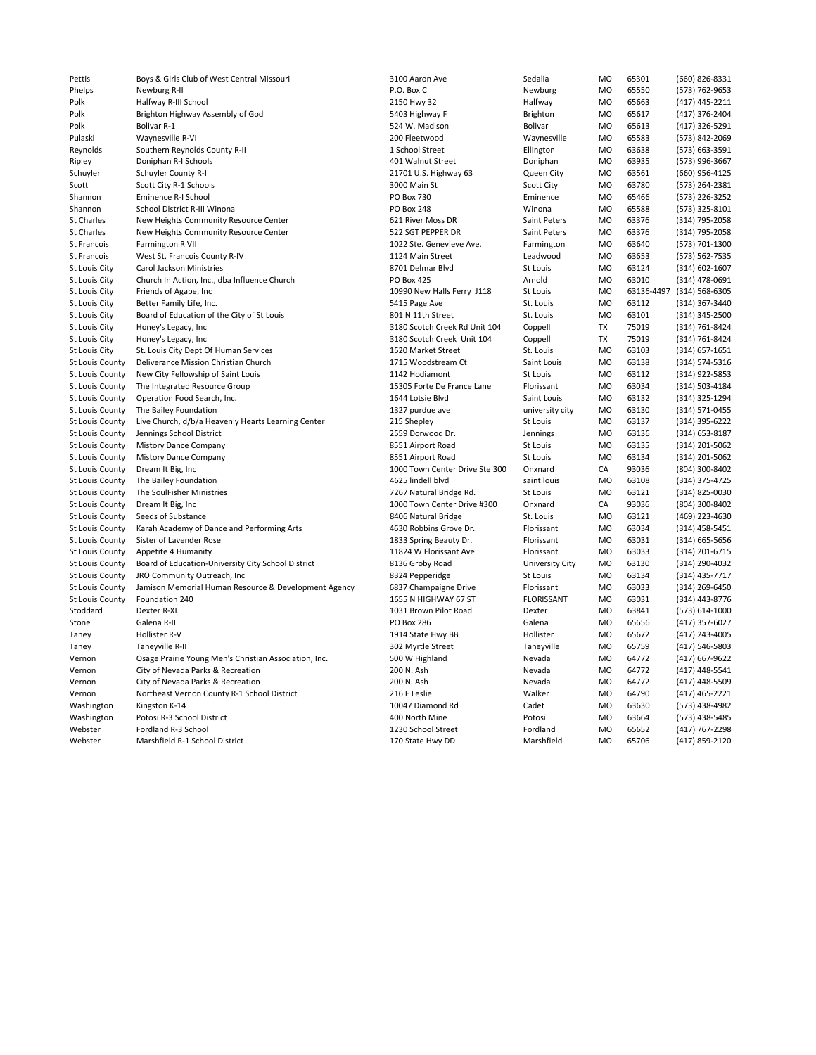| | | | | | | |
|---|---|---|---|---|---|---|
| Pettis | Boys & Girls Club of West Central Missouri | 3100 Aaron Ave | Sedalia | MO | 65301 | (660) 826-8331 |
| Phelps | Newburg R-II | P.O. Box C | Newburg | MO | 65550 | (573) 762-9653 |
| Polk | Halfway R-III School | 2150 Hwy 32 | Halfway | MO | 65663 | (417) 445-2211 |
| Polk | Brighton Highway Assembly of God | 5403 Highway F | Brighton | MO | 65617 | (417) 376-2404 |
| Polk | Bolivar R-1 | 524 W. Madison | Bolivar | MO | 65613 | (417) 326-5291 |
| Pulaski | Waynesville R-VI | 200 Fleetwood | Waynesville | MO | 65583 | (573) 842-2069 |
| Reynolds | Southern Reynolds County R-II | 1 School Street | Ellington | MO | 63638 | (573) 663-3591 |
| Ripley | Doniphan R-I Schools | 401 Walnut Street | Doniphan | MO | 63935 | (573) 996-3667 |
| Schuyler | Schuyler County R-I | 21701 U.S. Highway 63 | Queen City | MO | 63561 | (660) 956-4125 |
| Scott | Scott City R-1 Schools | 3000 Main St | Scott City | MO | 63780 | (573) 264-2381 |
| Shannon | Eminence R-I School | PO Box 730 | Eminence | MO | 65466 | (573) 226-3252 |
| Shannon | School District R-III Winona | PO Box 248 | Winona | MO | 65588 | (573) 325-8101 |
| St Charles | New Heights Community Resource Center | 621 River Moss DR | Saint Peters | MO | 63376 | (314) 795-2058 |
| St Charles | New Heights Community Resource Center | 522 SGT PEPPER DR | Saint Peters | MO | 63376 | (314) 795-2058 |
| St Francois | Farmington R VII | 1022 Ste. Genevieve Ave. | Farmington | MO | 63640 | (573) 701-1300 |
| St Francois | West St. Francois County R-IV | 1124 Main Street | Leadwood | MO | 63653 | (573) 562-7535 |
| St Louis City | Carol Jackson Ministries | 8701 Delmar Blvd | St Louis | MO | 63124 | (314) 602-1607 |
| St Louis City | Church In Action, Inc., dba Influence Church | PO Box 425 | Arnold | MO | 63010 | (314) 478-0691 |
| St Louis City | Friends of Agape, Inc | 10990 New Halls Ferry J118 | St Louis | MO | 63136-4497 | (314) 568-6305 |
| St Louis City | Better Family Life, Inc. | 5415 Page Ave | St. Louis | MO | 63112 | (314) 367-3440 |
| St Louis City | Board of Education of the City of St Louis | 801 N 11th Street | St. Louis | MO | 63101 | (314) 345-2500 |
| St Louis City | Honey's Legacy, Inc | 3180 Scotch Creek Rd Unit 104 | Coppell | TX | 75019 | (314) 761-8424 |
| St Louis City | Honey's Legacy, Inc | 3180 Scotch Creek Unit 104 | Coppell | TX | 75019 | (314) 761-8424 |
| St Louis City | St. Louis City Dept Of Human Services | 1520 Market Street | St. Louis | MO | 63103 | (314) 657-1651 |
| St Louis County | Deliverance Mission Christian Church | 1715 Woodstream Ct | Saint Louis | MO | 63138 | (314) 574-5316 |
| St Louis County | New City Fellowship of Saint Louis | 1142 Hodiamont | St Louis | MO | 63112 | (314) 922-5853 |
| St Louis County | The Integrated Resource Group | 15305 Forte De France Lane | Florissant | MO | 63034 | (314) 503-4184 |
| St Louis County | Operation Food Search, Inc. | 1644 Lotsie Blvd | Saint Louis | MO | 63132 | (314) 325-1294 |
| St Louis County | The Bailey Foundation | 1327 purdue ave | university city | MO | 63130 | (314) 571-0455 |
| St Louis County | Live Church, d/b/a Heavenly Hearts Learning Center | 215 Shepley | St Louis | MO | 63137 | (314) 395-6222 |
| St Louis County | Jennings School District | 2559 Dorwood Dr. | Jennings | MO | 63136 | (314) 653-8187 |
| St Louis County | Mistory Dance Company | 8551 Airport Road | St Louis | MO | 63135 | (314) 201-5062 |
| St Louis County | Mistory Dance Company | 8551 Airport Road | St Louis | MO | 63134 | (314) 201-5062 |
| St Louis County | Dream It Big, Inc | 1000 Town Center Drive Ste 300 | Onxnard | CA | 93036 | (804) 300-8402 |
| St Louis County | The Bailey Foundation | 4625 lindell blvd | saint louis | MO | 63108 | (314) 375-4725 |
| St Louis County | The SoulFisher Ministries | 7267 Natural Bridge Rd. | St Louis | MO | 63121 | (314) 825-0030 |
| St Louis County | Dream It Big, Inc | 1000 Town Center Drive #300 | Onxnard | CA | 93036 | (804) 300-8402 |
| St Louis County | Seeds of Substance | 8406 Natural Bridge | St. Louis | MO | 63121 | (469) 223-4630 |
| St Louis County | Karah Academy of Dance and Performing Arts | 4630 Robbins Grove Dr. | Florissant | MO | 63034 | (314) 458-5451 |
| St Louis County | Sister of Lavender Rose | 1833 Spring Beauty Dr. | Florissant | MO | 63031 | (314) 665-5656 |
| St Louis County | Appetite 4 Humanity | 11824 W Florissant Ave | Florissant | MO | 63033 | (314) 201-6715 |
| St Louis County | Board of Education-University City School District | 8136 Groby Road | University City | MO | 63130 | (314) 290-4032 |
| St Louis County | JRO Community Outreach, Inc | 8324 Pepperidge | St Louis | MO | 63134 | (314) 435-7717 |
| St Louis County | Jamison Memorial Human Resource & Development Agency | 6837 Champaigne Drive | Florissant | MO | 63033 | (314) 269-6450 |
| St Louis County | Foundation 240 | 1655 N HIGHWAY 67 ST | FLORISSANT | MO | 63031 | (314) 443-8776 |
| Stoddard | Dexter R-XI | 1031 Brown Pilot Road | Dexter | MO | 63841 | (573) 614-1000 |
| Stone | Galena R-II | PO Box 286 | Galena | MO | 65656 | (417) 357-6027 |
| Taney | Hollister R-V | 1914 State Hwy BB | Hollister | MO | 65672 | (417) 243-4005 |
| Taney | Taneyville R-II | 302 Myrtle Street | Taneyville | MO | 65759 | (417) 546-5803 |
| Vernon | Osage Prairie Young Men's Christian Association, Inc. | 500 W Highland | Nevada | MO | 64772 | (417) 667-9622 |
| Vernon | City of Nevada Parks & Recreation | 200 N. Ash | Nevada | MO | 64772 | (417) 448-5541 |
| Vernon | City of Nevada Parks & Recreation | 200 N. Ash | Nevada | MO | 64772 | (417) 448-5509 |
| Vernon | Northeast Vernon County R-1 School District | 216 E Leslie | Walker | MO | 64790 | (417) 465-2221 |
| Washington | Kingston K-14 | 10047 Diamond Rd | Cadet | MO | 63630 | (573) 438-4982 |
| Washington | Potosi R-3 School District | 400 North Mine | Potosi | MO | 63664 | (573) 438-5485 |
| Webster | Fordland R-3 School | 1230 School Street | Fordland | MO | 65652 | (417) 767-2298 |
| Webster | Marshfield R-1 School District | 170 State Hwy DD | Marshfield | MO | 65706 | (417) 859-2120 |